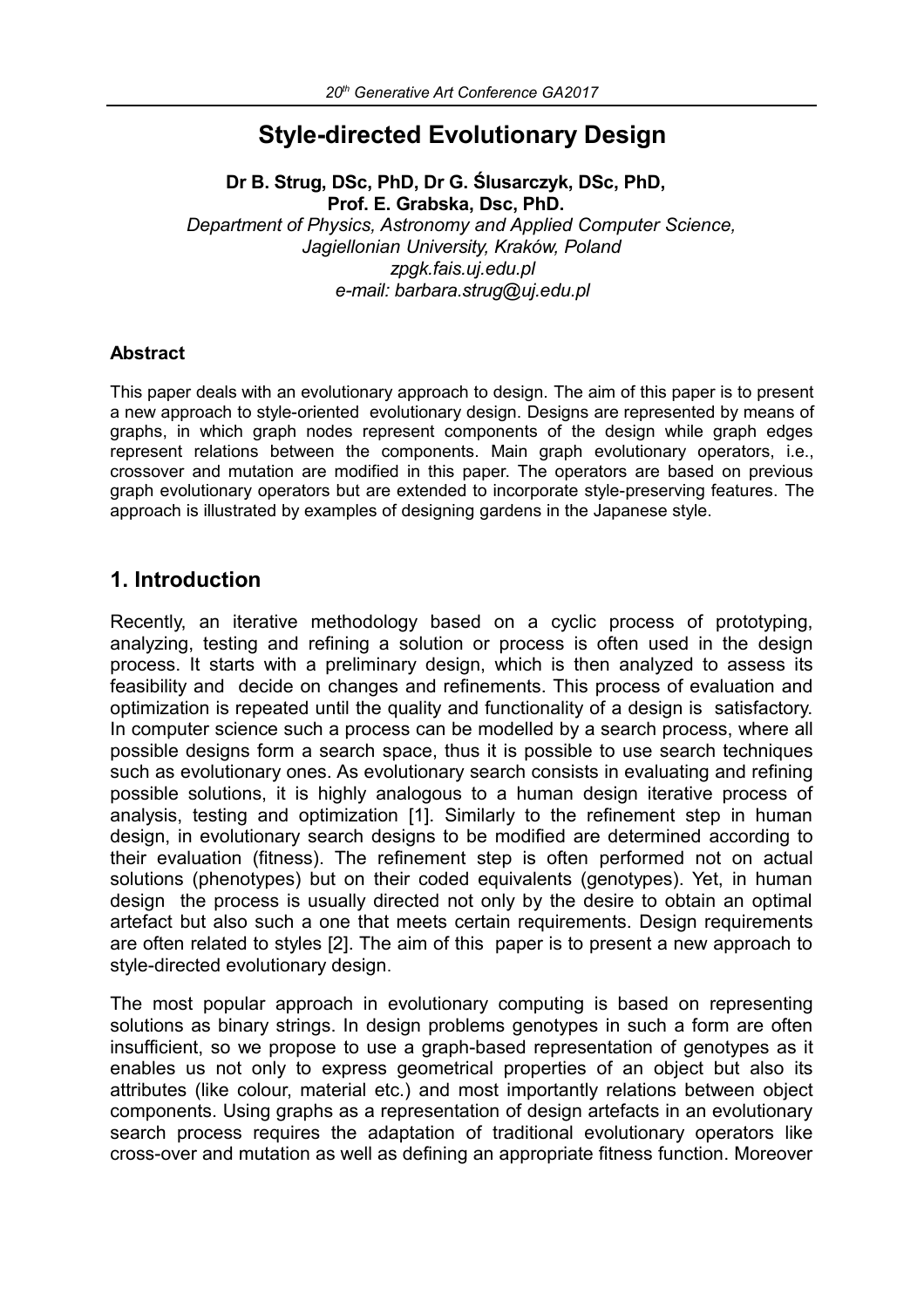# Style-directed Evolutionary Design

**Dr B. Strug, DSc, PhD, Dr G. Ślusarczyk, DSc, PhD, Prof. E. Grabska, Dsc, PhD.**

*Department of Physics, Astronomy and Applied Computer Science, Jagiellonian University, Kraków, Poland*
*zpgk.fais.uj.edu.pl*
*e-mail: barbara.strug@uj.edu.pl*

### Abstract

This paper deals with an evolutionary approach to design. The aim of this paper is to present a new approach to style-oriented evolutionary design. Designs are represented by means of graphs, in which graph nodes represent components of the design while graph edges represent relations between the components. Main graph evolutionary operators, i.e., crossover and mutation are modified in this paper. The operators are based on previous graph evolutionary operators but are extended to incorporate style-preserving features. The approach is illustrated by examples of designing gardens in the Japanese style.

## 1. Introduction

Recently, an iterative methodology based on a cyclic process of prototyping, analyzing, testing and refining a solution or process is often used in the design process. It starts with a preliminary design, which is then analyzed to assess its feasibility and decide on changes and refinements. This process of evaluation and optimization is repeated until the quality and functionality of a design is satisfactory. In computer science such a process can be modelled by a search process, where all possible designs form a search space, thus it is possible to use search techniques such as evolutionary ones. As evolutionary search consists in evaluating and refining possible solutions, it is highly analogous to a human design iterative process of analysis, testing and optimization [1]. Similarly to the refinement step in human design, in evolutionary search designs to be modified are determined according to their evaluation (fitness). The refinement step is often performed not on actual solutions (phenotypes) but on their coded equivalents (genotypes). Yet, in human design the process is usually directed not only by the desire to obtain an optimal artefact but also such a one that meets certain requirements. Design requirements are often related to styles [2]. The aim of this paper is to present a new approach to style-directed evolutionary design.

The most popular approach in evolutionary computing is based on representing solutions as binary strings. In design problems genotypes in such a form are often insufficient, so we propose to use a graph-based representation of genotypes as it enables us not only to express geometrical properties of an object but also its attributes (like colour, material etc.) and most importantly relations between object components. Using graphs as a representation of design artefacts in an evolutionary search process requires the adaptation of traditional evolutionary operators like cross-over and mutation as well as defining an appropriate fitness function. Moreover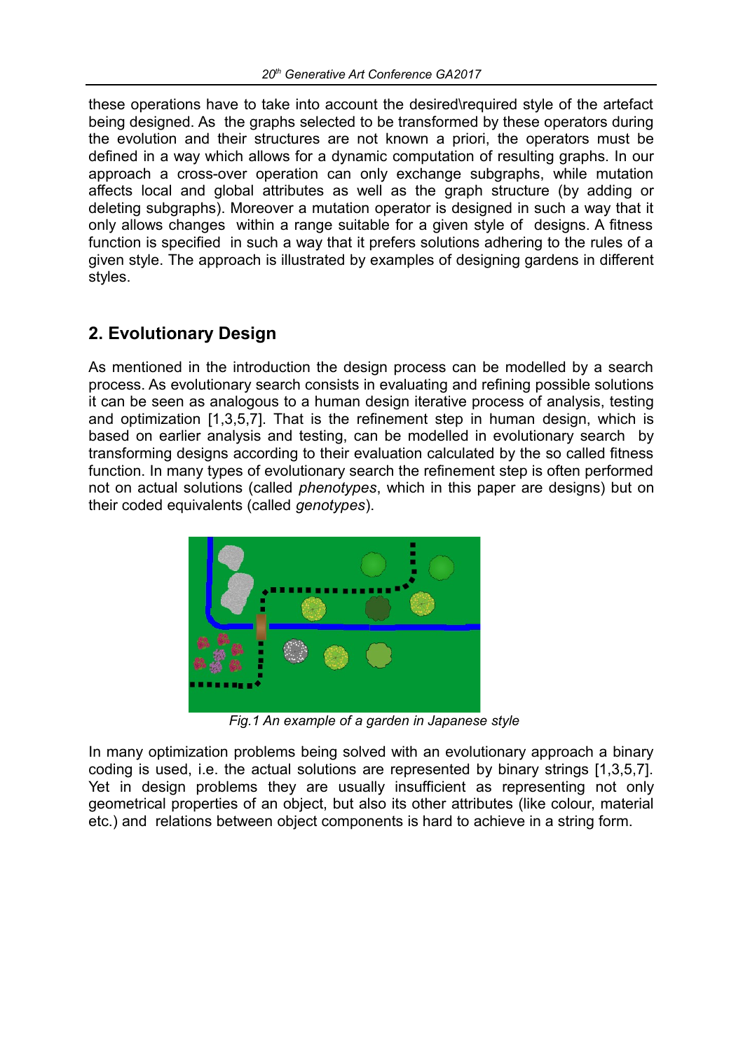these operations have to take into account the desired\required style of the artefact being designed. As the graphs selected to be transformed by these operators during the evolution and their structures are not known a priori, the operators must be defined in a way which allows for a dynamic computation of resulting graphs. In our approach a cross-over operation can only exchange subgraphs, while mutation affects local and global attributes as well as the graph structure (by adding or deleting subgraphs). Moreover a mutation operator is designed in such a way that it only allows changes within a range suitable for a given style of designs. A fitness function is specified in such a way that it prefers solutions adhering to the rules of a given style. The approach is illustrated by examples of designing gardens in different styles.

## 2. Evolutionary Design

As mentioned in the introduction the design process can be modelled by a search process. As evolutionary search consists in evaluating and refining possible solutions it can be seen as analogous to a human design iterative process of analysis, testing and optimization [1,3,5,7]. That is the refinement step in human design, which is based on earlier analysis and testing, can be modelled in evolutionary search by transforming designs according to their evaluation calculated by the so called fitness function. In many types of evolutionary search the refinement step is often performed not on actual solutions (called *phenotypes*, which in this paper are designs) but on their coded equivalents (called *genotypes*).

*Fig.1 An example of a garden in Japanese style*

In many optimization problems being solved with an evolutionary approach a binary coding is used, i.e. the actual solutions are represented by binary strings [1,3,5,7]. Yet in design problems they are usually insufficient as representing not only geometrical properties of an object, but also its other attributes (like colour, material etc.) and relations between object components is hard to achieve in a string form.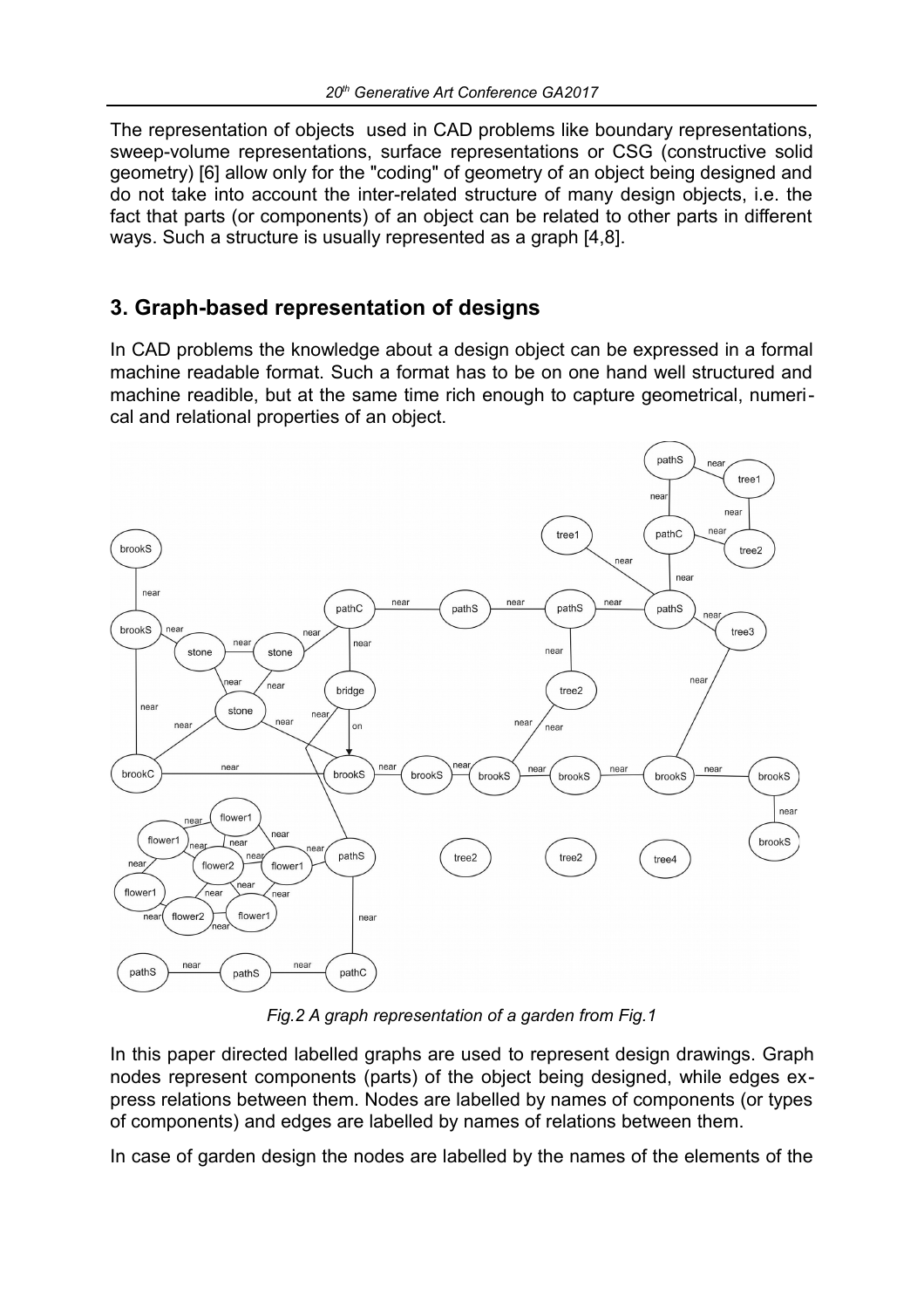The representation of objects used in CAD problems like boundary representations, sweep-volume representations, surface representations or CSG (constructive solid geometry) [6] allow only for the "coding" of geometry of an object being designed and do not take into account the inter-related structure of many design objects, i.e. the fact that parts (or components) of an object can be related to other parts in different ways. Such a structure is usually represented as a graph [4,8].

## 3. Graph-based representation of designs

In CAD problems the knowledge about a design object can be expressed in a formal machine readable format. Such a format has to be on one hand well structured and machine readible, but at the same time rich enough to capture geometrical, numerical and relational properties of an object.

*Fig.2 A graph representation of a garden from Fig.1*

In this paper directed labelled graphs are used to represent design drawings. Graph nodes represent components (parts) of the object being designed, while edges express relations between them. Nodes are labelled by names of components (or types of components) and edges are labelled by names of relations between them.

In case of garden design the nodes are labelled by the names of the elements of the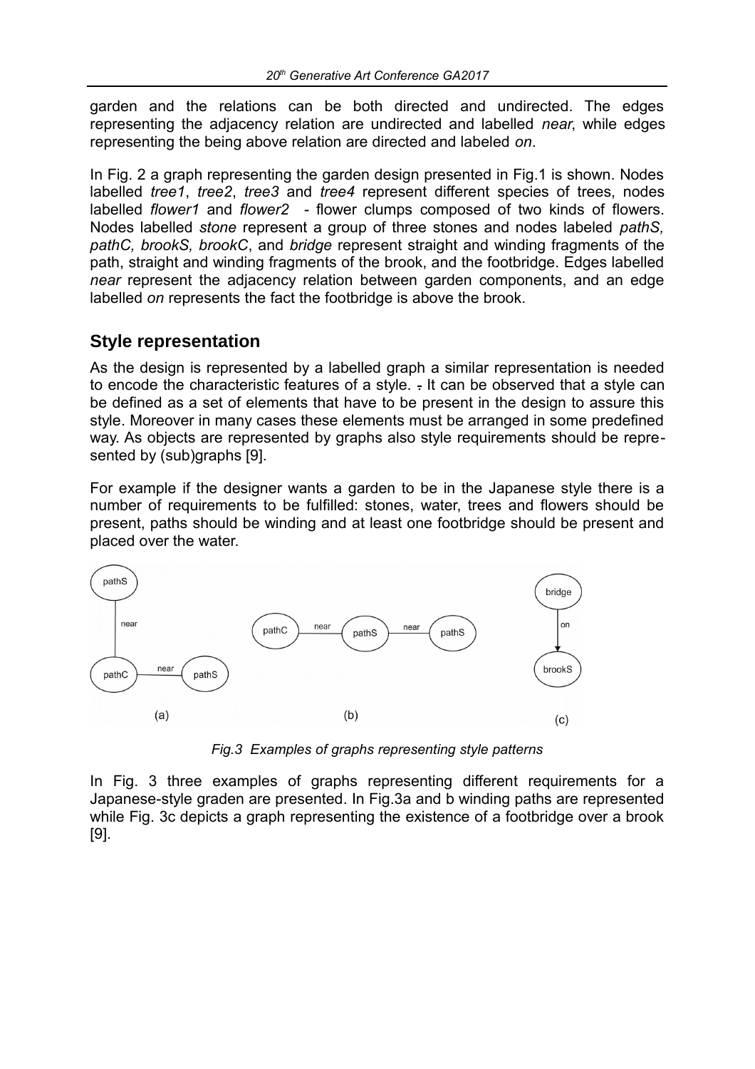garden and the relations can be both directed and undirected. The edges representing the adjacency relation are undirected and labelled *near*, while edges representing the being above relation are directed and labeled *on*.

In Fig. 2 a graph representing the garden design presented in Fig.1 is shown. Nodes labelled *tree1*, *tree2*, *tree3* and *tree4* represent different species of trees, nodes labelled *flower1* and *flower2* - flower clumps composed of two kinds of flowers. Nodes labelled *stone* represent a group of three stones and nodes labeled *pathS, pathC, brookS, brookC*, and *bridge* represent straight and winding fragments of the path, straight and winding fragments of the brook, and the footbridge. Edges labelled *near* represent the adjacency relation between garden components, and an edge labelled *on* represents the fact the footbridge is above the brook.

## Style representation

As the design is represented by a labelled graph a similar representation is needed to encode the characteristic features of a style. . It can be observed that a style can be defined as a set of elements that have to be present in the design to assure this style. Moreover in many cases these elements must be arranged in some predefined way. As objects are represented by graphs also style requirements should be represented by (sub)graphs [9].

For example if the designer wants a garden to be in the Japanese style there is a number of requirements to be fulfilled: stones, water, trees and flowers should be present, paths should be winding and at least one footbridge should be present and placed over the water.

*Fig.3 Examples of graphs representing style patterns*

In Fig. 3 three examples of graphs representing different requirements for a Japanese-style graden are presented. In Fig.3a and b winding paths are represented while Fig. 3c depicts a graph representing the existence of a footbridge over a brook [9].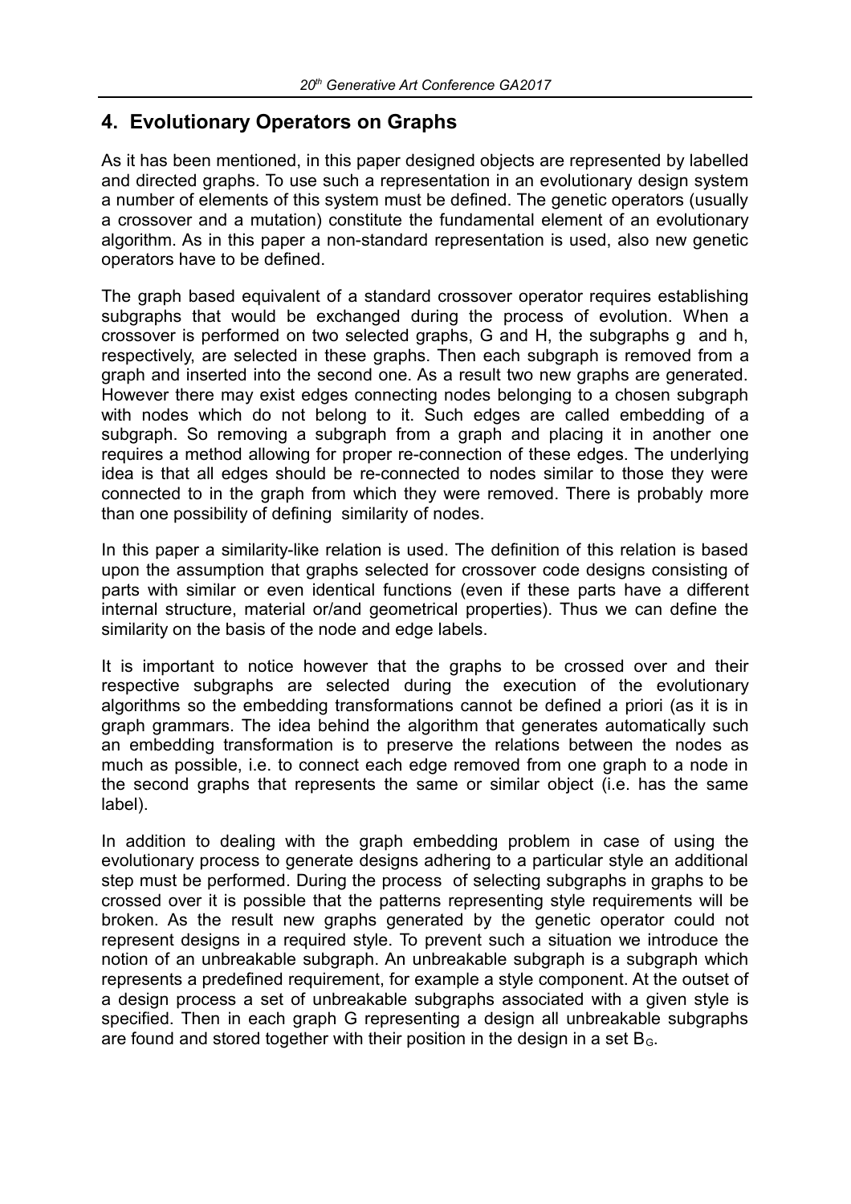## 4. Evolutionary Operators on Graphs

As it has been mentioned, in this paper designed objects are represented by labelled and directed graphs. To use such a representation in an evolutionary design system a number of elements of this system must be defined. The genetic operators (usually a crossover and a mutation) constitute the fundamental element of an evolutionary algorithm. As in this paper a non-standard representation is used, also new genetic operators have to be defined.

The graph based equivalent of a standard crossover operator requires establishing subgraphs that would be exchanged during the process of evolution. When a crossover is performed on two selected graphs, G and H, the subgraphs g and h, respectively, are selected in these graphs. Then each subgraph is removed from a graph and inserted into the second one. As a result two new graphs are generated. However there may exist edges connecting nodes belonging to a chosen subgraph with nodes which do not belong to it. Such edges are called embedding of a subgraph. So removing a subgraph from a graph and placing it in another one requires a method allowing for proper re-connection of these edges. The underlying idea is that all edges should be re-connected to nodes similar to those they were connected to in the graph from which they were removed. There is probably more than one possibility of defining similarity of nodes.

In this paper a similarity-like relation is used. The definition of this relation is based upon the assumption that graphs selected for crossover code designs consisting of parts with similar or even identical functions (even if these parts have a different internal structure, material or/and geometrical properties). Thus we can define the similarity on the basis of the node and edge labels.

It is important to notice however that the graphs to be crossed over and their respective subgraphs are selected during the execution of the evolutionary algorithms so the embedding transformations cannot be defined a priori (as it is in graph grammars. The idea behind the algorithm that generates automatically such an embedding transformation is to preserve the relations between the nodes as much as possible, i.e. to connect each edge removed from one graph to a node in the second graphs that represents the same or similar object (i.e. has the same label).

In addition to dealing with the graph embedding problem in case of using the evolutionary process to generate designs adhering to a particular style an additional step must be performed. During the process of selecting subgraphs in graphs to be crossed over it is possible that the patterns representing style requirements will be broken. As the result new graphs generated by the genetic operator could not represent designs in a required style. To prevent such a situation we introduce the notion of an unbreakable subgraph. An unbreakable subgraph is a subgraph which represents a predefined requirement, for example a style component. At the outset of a design process a set of unbreakable subgraphs associated with a given style is specified. Then in each graph G representing a design all unbreakable subgraphs are found and stored together with their position in the design in a set $B_G$.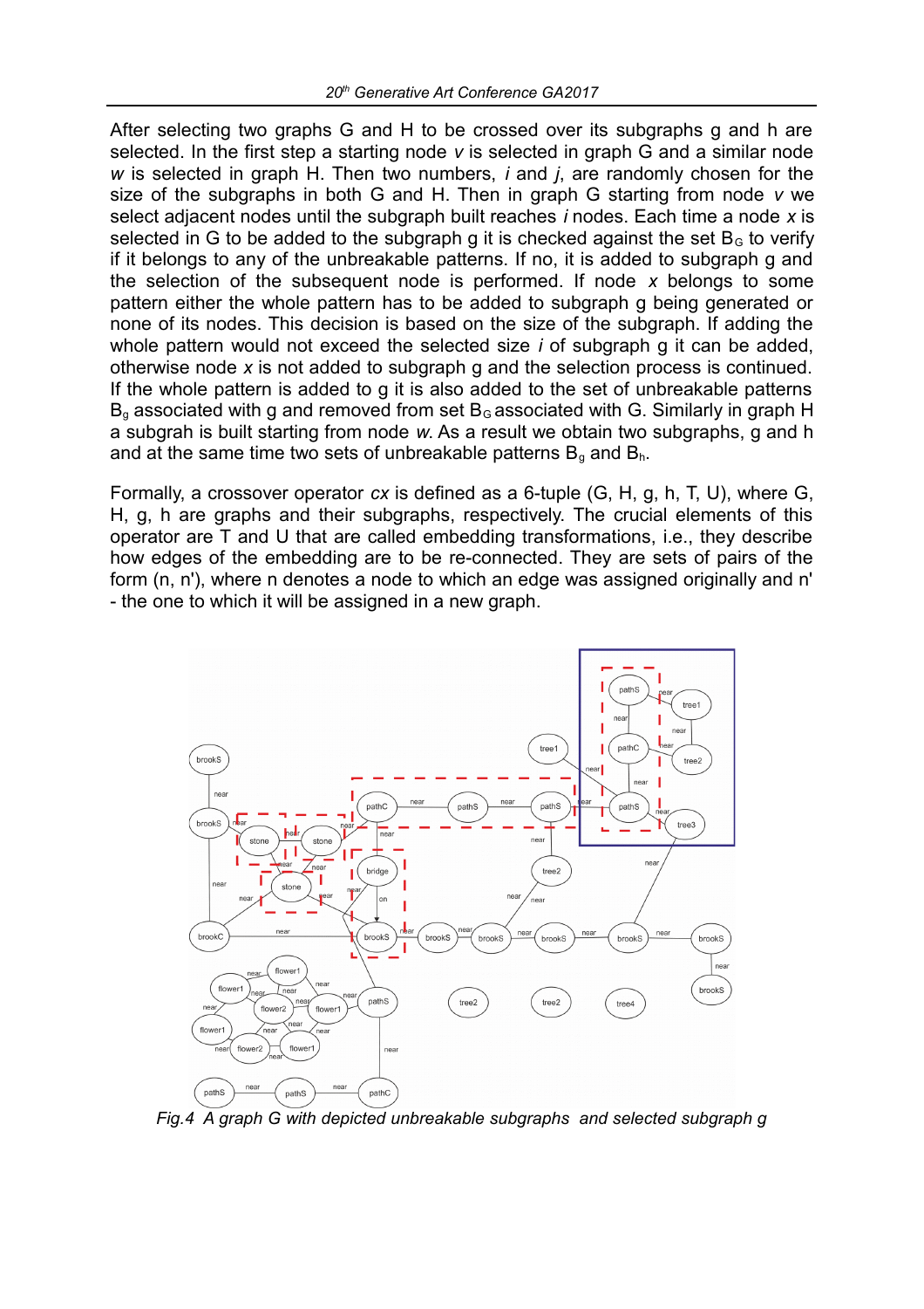After selecting two graphs G and H to be crossed over its subgraphs g and h are selected. In the first step a starting node *v* is selected in graph G and a similar node *w* is selected in graph H. Then two numbers, *i* and *j*, are randomly chosen for the size of the subgraphs in both G and H. Then in graph G starting from node *v* we select adjacent nodes until the subgraph built reaches *i* nodes. Each time a node *x* is selected in G to be added to the subgraph g it is checked against the set $B_G$ to verify if it belongs to any of the unbreakable patterns. If no, it is added to subgraph g and the selection of the subsequent node is performed. If node *x* belongs to some pattern either the whole pattern has to be added to subgraph g being generated or none of its nodes. This decision is based on the size of the subgraph. If adding the whole pattern would not exceed the selected size *i* of subgraph g it can be added, otherwise node *x* is not added to subgraph g and the selection process is continued. If the whole pattern is added to g it is also added to the set of unbreakable patterns $B_g$ associated with g and removed from set $B_G$ associated with G. Similarly in graph H a subgrah is built starting from node *w*. As a result we obtain two subgraphs, g and h and at the same time two sets of unbreakable patterns $B_g$ and $B_h$.

Formally, a crossover operator *cx* is defined as a 6-tuple (G, H, g, h, T, U), where G, H, g, h are graphs and their subgraphs, respectively. The crucial elements of this operator are T and U that are called embedding transformations, i.e., they describe how edges of the embedding are to be re-connected. They are sets of pairs of the form (n, n'), where n denotes a node to which an edge was assigned originally and n' - the one to which it will be assigned in a new graph.

*Fig.4 A graph G with depicted unbreakable subgraphs and selected subgraph g*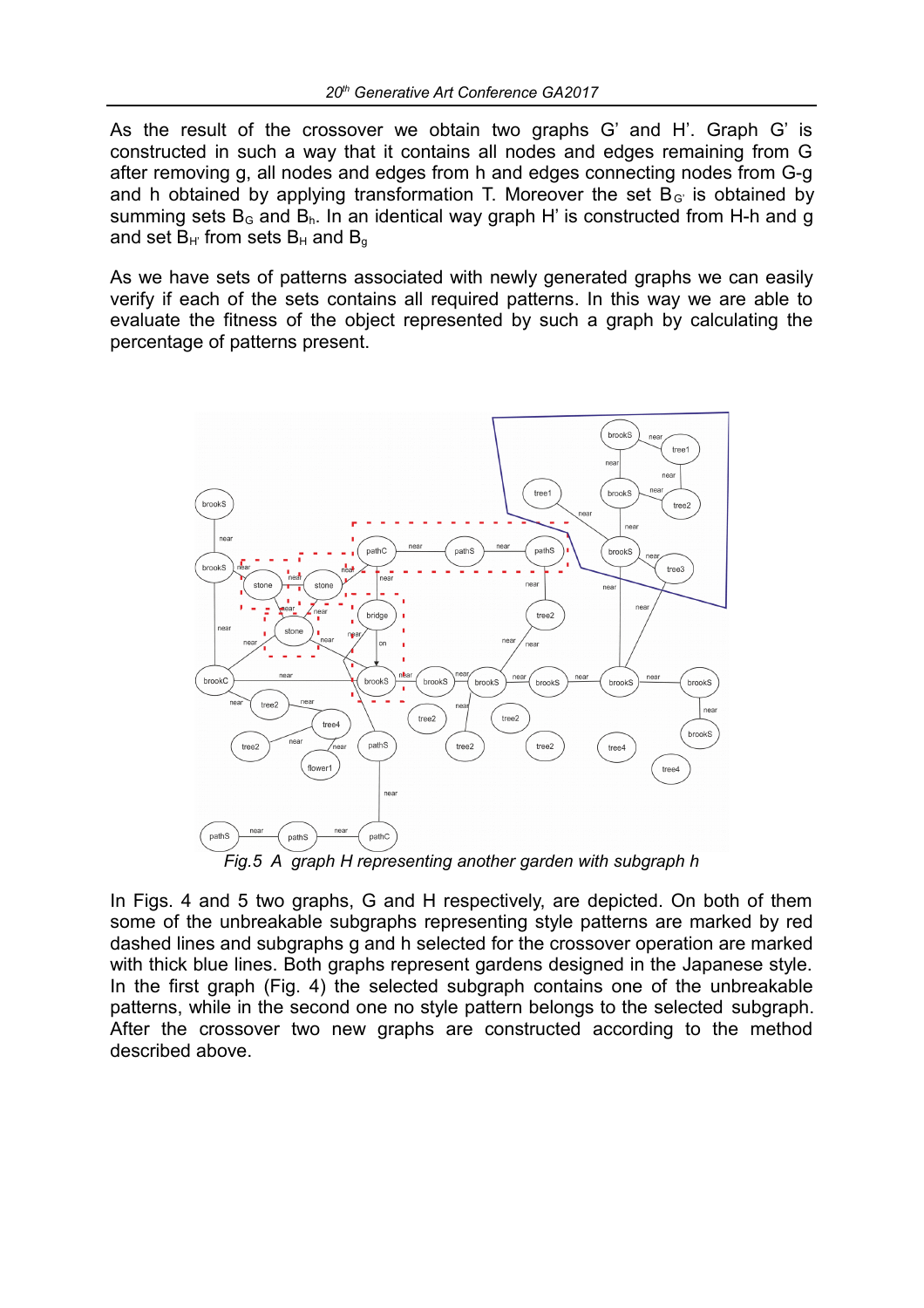As the result of the crossover we obtain two graphs G' and H'. Graph G' is constructed in such a way that it contains all nodes and edges remaining from G after removing g, all nodes and edges from h and edges connecting nodes from G-g and h obtained by applying transformation T. Moreover the set $B_{G'}$ is obtained by summing sets $B_G$ and $B_h$. In an identical way graph H' is constructed from H-h and g and set $B_{H'}$ from sets $B_H$ and $B_g$

As we have sets of patterns associated with newly generated graphs we can easily verify if each of the sets contains all required patterns. In this way we are able to evaluate the fitness of the object represented by such a graph by calculating the percentage of patterns present.

*Fig.5 A graph H representing another garden with subgraph h*

In Figs. 4 and 5 two graphs, G and H respectively, are depicted. On both of them some of the unbreakable subgraphs representing style patterns are marked by red dashed lines and subgraphs g and h selected for the crossover operation are marked with thick blue lines. Both graphs represent gardens designed in the Japanese style. In the first graph (Fig. 4) the selected subgraph contains one of the unbreakable patterns, while in the second one no style pattern belongs to the selected subgraph. After the crossover two new graphs are constructed according to the method described above.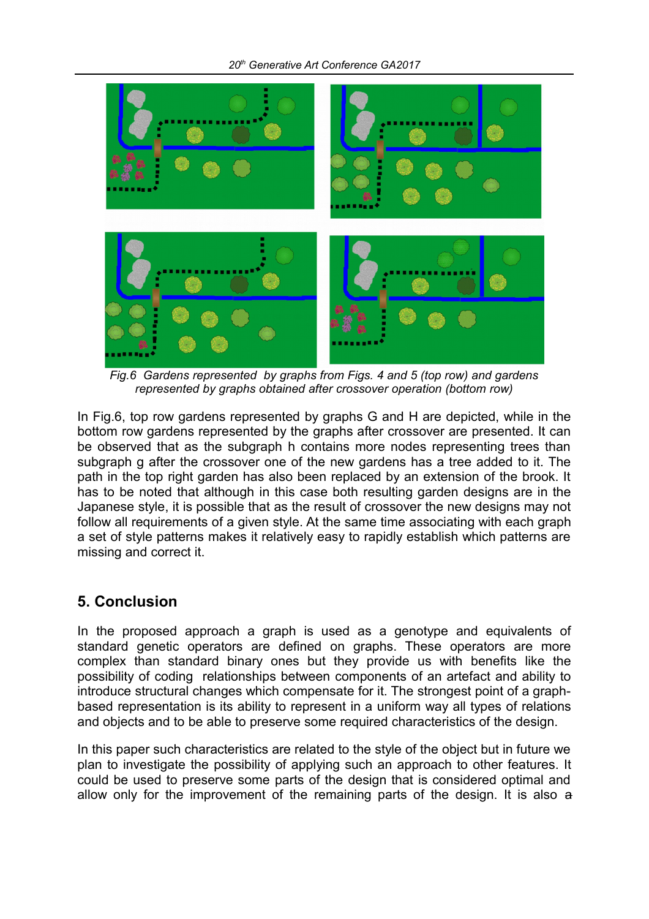*Fig.6 Gardens represented by graphs from Figs. 4 and 5 (top row) and gardens represented by graphs obtained after crossover operation (bottom row)*

In Fig.6, top row gardens represented by graphs G and H are depicted, while in the bottom row gardens represented by the graphs after crossover are presented. It can be observed that as the subgraph h contains more nodes representing trees than subgraph g after the crossover one of the new gardens has a tree added to it. The path in the top right garden has also been replaced by an extension of the brook. It has to be noted that although in this case both resulting garden designs are in the Japanese style, it is possible that as the result of crossover the new designs may not follow all requirements of a given style. At the same time associating with each graph a set of style patterns makes it relatively easy to rapidly establish which patterns are missing and correct it.

## 5. Conclusion

In the proposed approach a graph is used as a genotype and equivalents of standard genetic operators are defined on graphs. These operators are more complex than standard binary ones but they provide us with benefits like the possibility of coding relationships between components of an artefact and ability to introduce structural changes which compensate for it. The strongest point of a graph-based representation is its ability to represent in a uniform way all types of relations and objects and to be able to preserve some required characteristics of the design.

In this paper such characteristics are related to the style of the object but in future we plan to investigate the possibility of applying such an approach to other features. It could be used to preserve some parts of the design that is considered optimal and allow only for the improvement of the remaining parts of the design. It is also a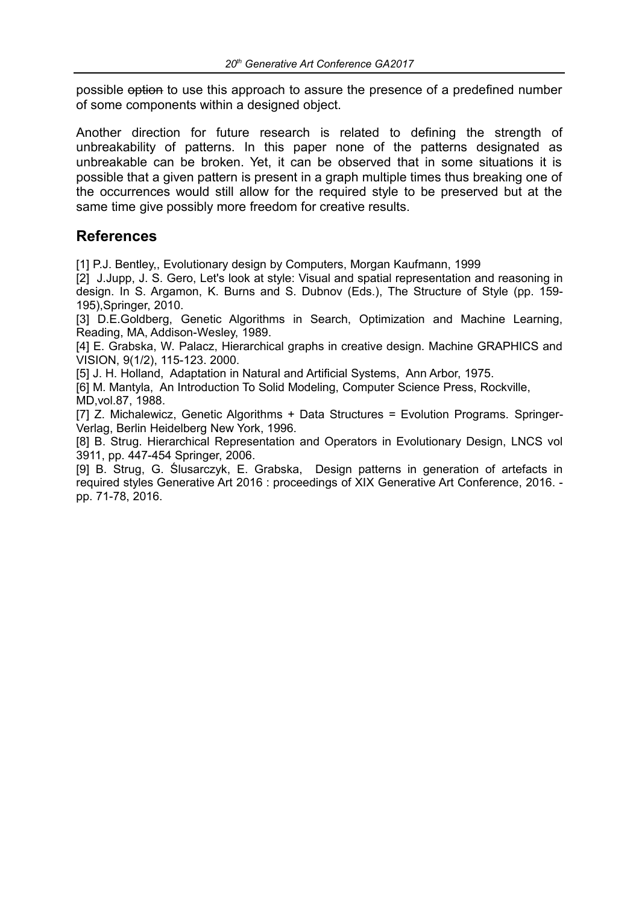possible ~~option~~ to use this approach to assure the presence of a predefined number of some components within a designed object.

Another direction for future research is related to defining the strength of unbreakability of patterns. In this paper none of the patterns designated as unbreakable can be broken. Yet, it can be observed that in some situations it is possible that a given pattern is present in a graph multiple times thus breaking one of the occurrences would still allow for the required style to be preserved but at the same time give possibly more freedom for creative results.

## References

[1] P.J. Bentley,, Evolutionary design by Computers, Morgan Kaufmann, 1999

[2] J.Jupp, J. S. Gero, Let's look at style: Visual and spatial representation and reasoning in design. In S. Argamon, K. Burns and S. Dubnov (Eds.), The Structure of Style (pp. 159-195),Springer, 2010.

[3] D.E.Goldberg, Genetic Algorithms in Search, Optimization and Machine Learning, Reading, MA, Addison-Wesley, 1989.

[4] E. Grabska, W. Palacz, Hierarchical graphs in creative design. Machine GRAPHICS and VISION, 9(1/2), 115-123. 2000.

[5] J. H. Holland, Adaptation in Natural and Artificial Systems, Ann Arbor, 1975.

[6] M. Mantyla, An Introduction To Solid Modeling, Computer Science Press, Rockville, MD,vol.87, 1988.

[7] Z. Michalewicz, Genetic Algorithms + Data Structures = Evolution Programs. Springer-Verlag, Berlin Heidelberg New York, 1996.

[8] B. Strug. Hierarchical Representation and Operators in Evolutionary Design, LNCS vol 3911, pp. 447-454 Springer, 2006.

[9] B. Strug, G. Ślusarczyk, E. Grabska, Design patterns in generation of artefacts in required styles Generative Art 2016 : proceedings of XIX Generative Art Conference, 2016. - pp. 71-78, 2016.